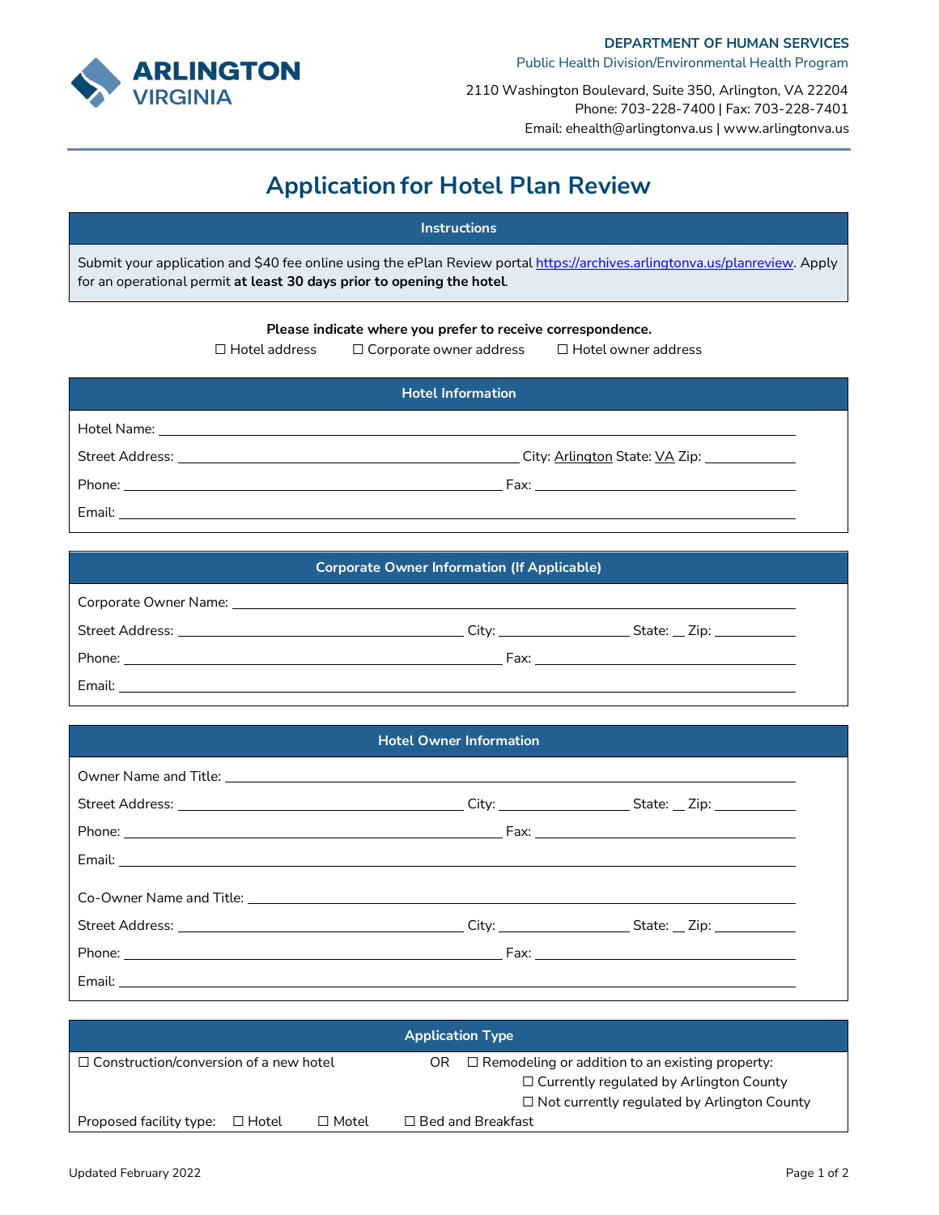**DEPARTMENT OF HUMAN SERVICES**
Public Health Division/Environmental Health Program

2110 Washington Boulevard, Suite 350, Arlington, VA 22204
Phone: 703-228-7400 | Fax: 703-228-7401
Email: ehealth@arlingtonva.us | www.arlingtonva.us

ARLINGTON VIRGINIA

# Application for Hotel Plan Review

## Instructions

Submit your application and $40 fee online using the ePlan Review portal https://archives.arlingtonva.us/planreview. Apply for an operational permit **at least 30 days prior to opening the hotel**.

**Please indicate where you prefer to receive correspondence.**

☐ Hotel address ☐ Corporate owner address ☐ Hotel owner address

## Hotel Information

Hotel Name: ______________________________

Street Address: ______________________________ City: Arlington State: VA Zip: __________

Phone: ______________________________ Fax: ______________________________

Email: ______________________________

## Corporate Owner Information (If Applicable)

Corporate Owner Name: ______________________________

Street Address: ______________________________ City: __________ State: __ Zip: __________

Phone: ______________________________ Fax: ______________________________

Email: ______________________________

## Hotel Owner Information

Owner Name and Title: ______________________________

Street Address: ______________________________ City: __________ State: __ Zip: __________

Phone: ______________________________ Fax: ______________________________

Email: ______________________________

Co-Owner Name and Title: ______________________________

Street Address: ______________________________ City: __________ State: __ Zip: __________

Phone: ______________________________ Fax: ______________________________

Email: ______________________________

## Application Type

☐ Construction/conversion of a new hotel OR ☐ Remodeling or addition to an existing property:
- ☐ Currently regulated by Arlington County
- ☐ Not currently regulated by Arlington County

Proposed facility type: ☐ Hotel ☐ Motel ☐ Bed and Breakfast

Updated February 2022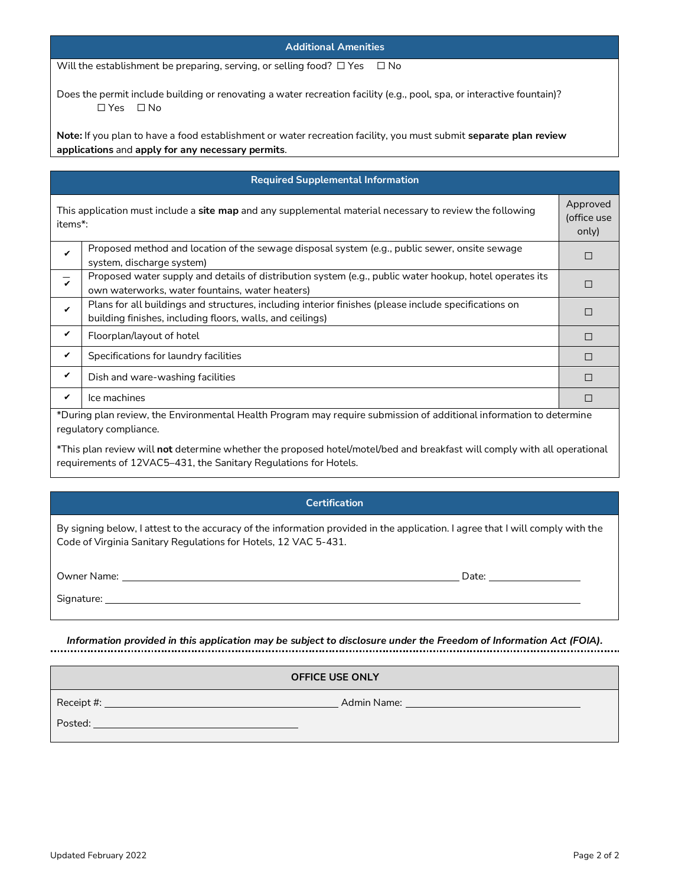## Additional Amenities

Will the establishment be preparing, serving, or selling food? ☐ Yes ☐ No

Does the permit include building or renovating a water recreation facility (e.g., pool, spa, or interactive fountain)?
☐ Yes ☐ No

**Note:** If you plan to have a food establishment or water recreation facility, you must submit **separate plan review applications** and **apply for any necessary permits**.

## Required Supplemental Information

| This application must include a **site map** and any supplemental material necessary to review the following items*: | | Approved (office use only) |
|---|---|---|
| ✔ | Proposed method and location of the sewage disposal system (e.g., public sewer, onsite sewage system, discharge system) | ☐ |
| ✔ | Proposed water supply and details of distribution system (e.g., public water hookup, hotel operates its own waterworks, water fountains, water heaters) | ☐ |
| ✔ | Plans for all buildings and structures, including interior finishes (please include specifications on building finishes, including floors, walls, and ceilings) | ☐ |
| ✔ | Floorplan/layout of hotel | ☐ |
| ✔ | Specifications for laundry facilities | ☐ |
| ✔ | Dish and ware-washing facilities | ☐ |
| ✔ | Ice machines | ☐ |

*During plan review, the Environmental Health Program may require submission of additional information to determine regulatory compliance.

*This plan review will **not** determine whether the proposed hotel/motel/bed and breakfast will comply with all operational requirements of 12VAC5–431, the Sanitary Regulations for Hotels.

## Certification

By signing below, I attest to the accuracy of the information provided in the application. I agree that I will comply with the Code of Virginia Sanitary Regulations for Hotels, 12 VAC 5-431.

Owner Name: \_\_\_\_\_\_\_\_\_\_\_\_\_\_\_\_\_\_\_\_\_\_\_\_\_\_\_\_\_\_ Date: \_\_\_\_\_\_\_\_\_\_\_\_

Signature: \_\_\_\_\_\_\_\_\_\_\_\_\_\_\_\_\_\_\_\_\_\_\_\_\_\_\_\_\_\_

***Information provided in this application may be subject to disclosure under the Freedom of Information Act (FOIA).***

## OFFICE USE ONLY

Receipt #: \_\_\_\_\_\_\_\_\_\_\_\_\_\_\_\_\_\_\_\_ Admin Name: \_\_\_\_\_\_\_\_\_\_\_\_\_\_\_\_\_\_\_\_

Posted: \_\_\_\_\_\_\_\_\_\_\_\_\_\_\_\_\_\_\_\_

Updated February 2022